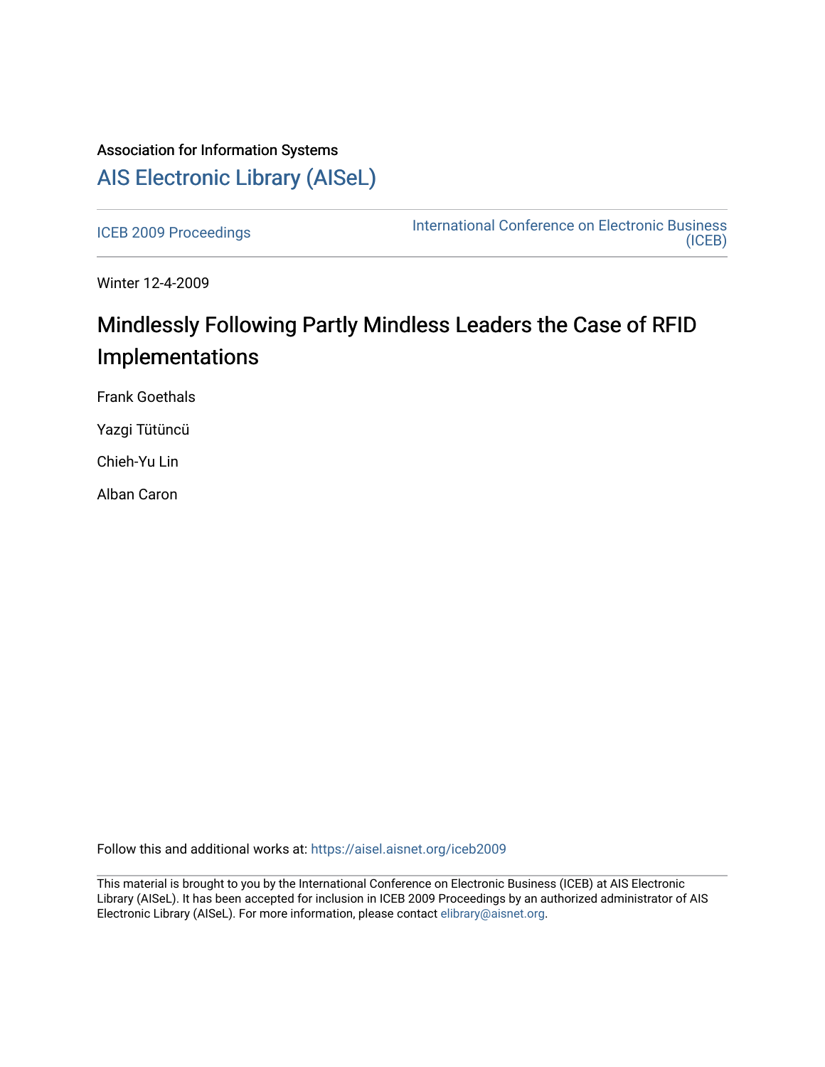Association for Information Systems

# [AIS Electronic Library (AISeL)](https://aisel.aisnet.org/)

[ICEB 2009 Proceedings](https://aisel.aisnet.org/iceb2009) | [International Conference on Electronic Business (ICEB)](https://aisel.aisnet.org/iceb)

Winter 12-4-2009

## Mindlessly Following Partly Mindless Leaders the Case of RFID Implementations

Frank Goethals

Yazgi Tütüncü

Chieh-Yu Lin

Alban Caron

Follow this and additional works at: https://aisel.aisnet.org/iceb2009

This material is brought to you by the International Conference on Electronic Business (ICEB) at AIS Electronic Library (AISeL). It has been accepted for inclusion in ICEB 2009 Proceedings by an authorized administrator of AIS Electronic Library (AISeL). For more information, please contact elibrary@aisnet.org.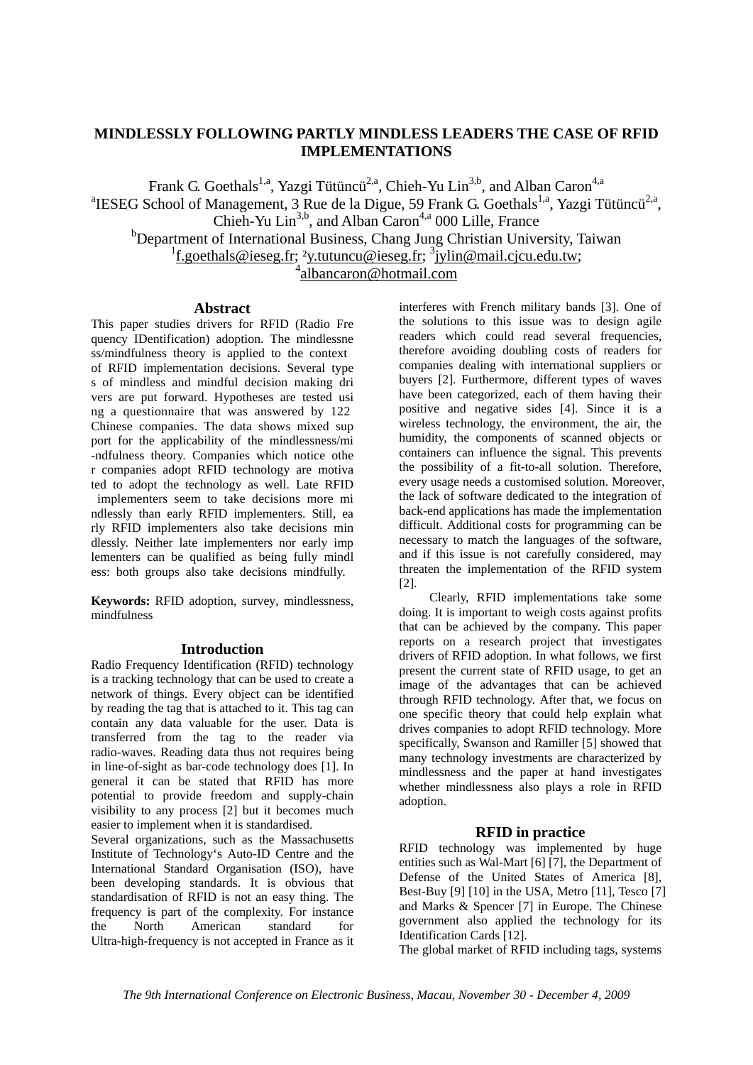# MINDLESSLY FOLLOWING PARTLY MINDLESS LEADERS THE CASE OF RFID IMPLEMENTATIONS

Frank G. Goethals[1,a], Yazgi Tütüncü[2,a], Chieh-Yu Lin[3,b], and Alban Caron[4,a]
[a]IESEG School of Management, 3 Rue de la Digue, 59 Frank G. Goethals[1,a], Yazgi Tütüncü[2,a], Chieh-Yu Lin[3,b], and Alban Caron[4,a] 000 Lille, France
[b]Department of International Business, Chang Jung Christian University, Taiwan
[1]f.goethals@ieseg.fr; [2]y.tutuncu@ieseg.fr; [3]jylin@mail.cjcu.edu.tw;
[4]albancaron@hotmail.com

## Abstract

This paper studies drivers for RFID (Radio Frequency IDentification) adoption. The mindlessness/mindfulness theory is applied to the context of RFID implementation decisions. Several types of mindless and mindful decision making drivers are put forward. Hypotheses are tested using a questionnaire that was answered by 122 Chinese companies. The data shows mixed support for the applicability of the mindlessness/mi-ndfulness theory. Companies which notice other companies adopt RFID technology are motivated to adopt the technology as well. Late RFID implementers seem to take decisions more mindlessly than early RFID implementers. Still, early RFID implementers also take decisions mindlessly. Neither late implementers nor early implementers can be qualified as being fully mindless: both groups also take decisions mindfully.

**Keywords:** RFID adoption, survey, mindlessness, mindfulness

## Introduction

Radio Frequency Identification (RFID) technology is a tracking technology that can be used to create a network of things. Every object can be identified by reading the tag that is attached to it. This tag can contain any data valuable for the user. Data is transferred from the tag to the reader via radio-waves. Reading data thus not requires being in line-of-sight as bar-code technology does [1]. In general it can be stated that RFID has more potential to provide freedom and supply-chain visibility to any process [2] but it becomes much easier to implement when it is standardised.

Several organizations, such as the Massachusetts Institute of Technology's Auto-ID Centre and the International Standard Organisation (ISO), have been developing standards. It is obvious that standardisation of RFID is not an easy thing. The frequency is part of the complexity. For instance the North American standard for Ultra-high-frequency is not accepted in France as it interferes with French military bands [3]. One of the solutions to this issue was to design agile readers which could read several frequencies, therefore avoiding doubling costs of readers for companies dealing with international suppliers or buyers [2]. Furthermore, different types of waves have been categorized, each of them having their positive and negative sides [4]. Since it is a wireless technology, the environment, the air, the humidity, the components of scanned objects or containers can influence the signal. This prevents the possibility of a fit-to-all solution. Therefore, every usage needs a customised solution. Moreover, the lack of software dedicated to the integration of back-end applications has made the implementation difficult. Additional costs for programming can be necessary to match the languages of the software, and if this issue is not carefully considered, may threaten the implementation of the RFID system [2].

Clearly, RFID implementations take some doing. It is important to weigh costs against profits that can be achieved by the company. This paper reports on a research project that investigates drivers of RFID adoption. In what follows, we first present the current state of RFID usage, to get an image of the advantages that can be achieved through RFID technology. After that, we focus on one specific theory that could help explain what drives companies to adopt RFID technology. More specifically, Swanson and Ramiller [5] showed that many technology investments are characterized by mindlessness and the paper at hand investigates whether mindlessness also plays a role in RFID adoption.

## RFID in practice

RFID technology was implemented by huge entities such as Wal-Mart [6] [7], the Department of Defense of the United States of America [8], Best-Buy [9] [10] in the USA, Metro [11], Tesco [7] and Marks & Spencer [7] in Europe. The Chinese government also applied the technology for its Identification Cards [12].

The global market of RFID including tags, systems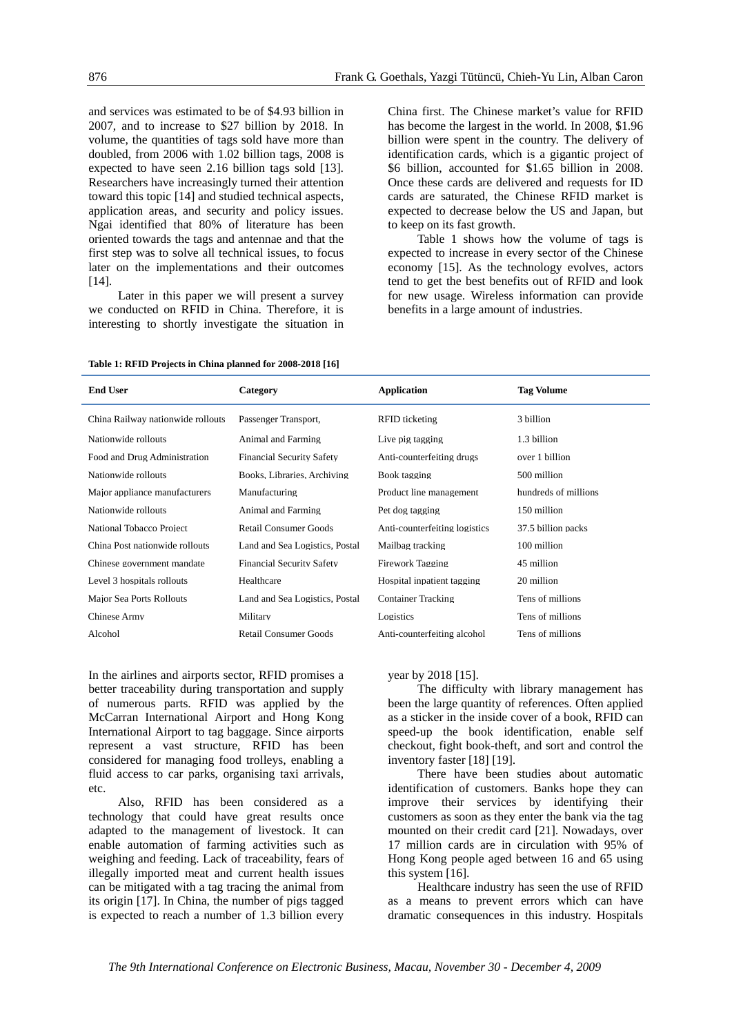and services was estimated to be of $4.93 billion in 2007, and to increase to $27 billion by 2018. In volume, the quantities of tags sold have more than doubled, from 2006 with 1.02 billion tags, 2008 is expected to have seen 2.16 billion tags sold [13]. Researchers have increasingly turned their attention toward this topic [14] and studied technical aspects, application areas, and security and policy issues. Ngai identified that 80% of literature has been oriented towards the tags and antennae and that the first step was to solve all technical issues, to focus later on the implementations and their outcomes [14].

Later in this paper we will present a survey we conducted on RFID in China. Therefore, it is interesting to shortly investigate the situation in China first. The Chinese market's value for RFID has become the largest in the world. In 2008, $1.96 billion were spent in the country. The delivery of identification cards, which is a gigantic project of $6 billion, accounted for $1.65 billion in 2008. Once these cards are delivered and requests for ID cards are saturated, the Chinese RFID market is expected to decrease below the US and Japan, but to keep on its fast growth.

Table 1 shows how the volume of tags is expected to increase in every sector of the Chinese economy [15]. As the technology evolves, actors tend to get the best benefits out of RFID and look for new usage. Wireless information can provide benefits in a large amount of industries.

**Table 1: RFID Projects in China planned for 2008-2018 [16]**

| End User | Category | Application | Tag Volume |
|---|---|---|---|
| China Railway nationwide rollouts | Passenger Transport, | RFID ticketing | 3 billion |
| Nationwide rollouts | Animal and Farming | Live pig tagging | 1.3 billion |
| Food and Drug Administration | Financial Security Safety | Anti-counterfeiting drugs | over 1 billion |
| Nationwide rollouts | Books, Libraries, Archiving | Book tagging | 500 million |
| Major appliance manufacturers | Manufacturing | Product line management | hundreds of millions |
| Nationwide rollouts | Animal and Farming | Pet dog tagging | 150 million |
| National Tobacco Project | Retail Consumer Goods | Anti-counterfeiting logistics | 37.5 billion packs |
| China Post nationwide rollouts | Land and Sea Logistics, Postal | Mailbag tracking | 100 million |
| Chinese government mandate | Financial Security Safety | Firework Tagging | 45 million |
| Level 3 hospitals rollouts | Healthcare | Hospital inpatient tagging | 20 million |
| Major Sea Ports Rollouts | Land and Sea Logistics, Postal | Container Tracking | Tens of millions |
| Chinese Army | Military | Logistics | Tens of millions |
| Alcohol | Retail Consumer Goods | Anti-counterfeiting alcohol | Tens of millions |

In the airlines and airports sector, RFID promises a better traceability during transportation and supply of numerous parts. RFID was applied by the McCarran International Airport and Hong Kong International Airport to tag baggage. Since airports represent a vast structure, RFID has been considered for managing food trolleys, enabling a fluid access to car parks, organising taxi arrivals, etc.

Also, RFID has been considered as a technology that could have great results once adapted to the management of livestock. It can enable automation of farming activities such as weighing and feeding. Lack of traceability, fears of illegally imported meat and current health issues can be mitigated with a tag tracing the animal from its origin [17]. In China, the number of pigs tagged is expected to reach a number of 1.3 billion every year by 2018 [15].

The difficulty with library management has been the large quantity of references. Often applied as a sticker in the inside cover of a book, RFID can speed-up the book identification, enable self checkout, fight book-theft, and sort and control the inventory faster [18] [19].

There have been studies about automatic identification of customers. Banks hope they can improve their services by identifying their customers as soon as they enter the bank via the tag mounted on their credit card [21]. Nowadays, over 17 million cards are in circulation with 95% of Hong Kong people aged between 16 and 65 using this system [16].

Healthcare industry has seen the use of RFID as a means to prevent errors which can have dramatic consequences in this industry. Hospitals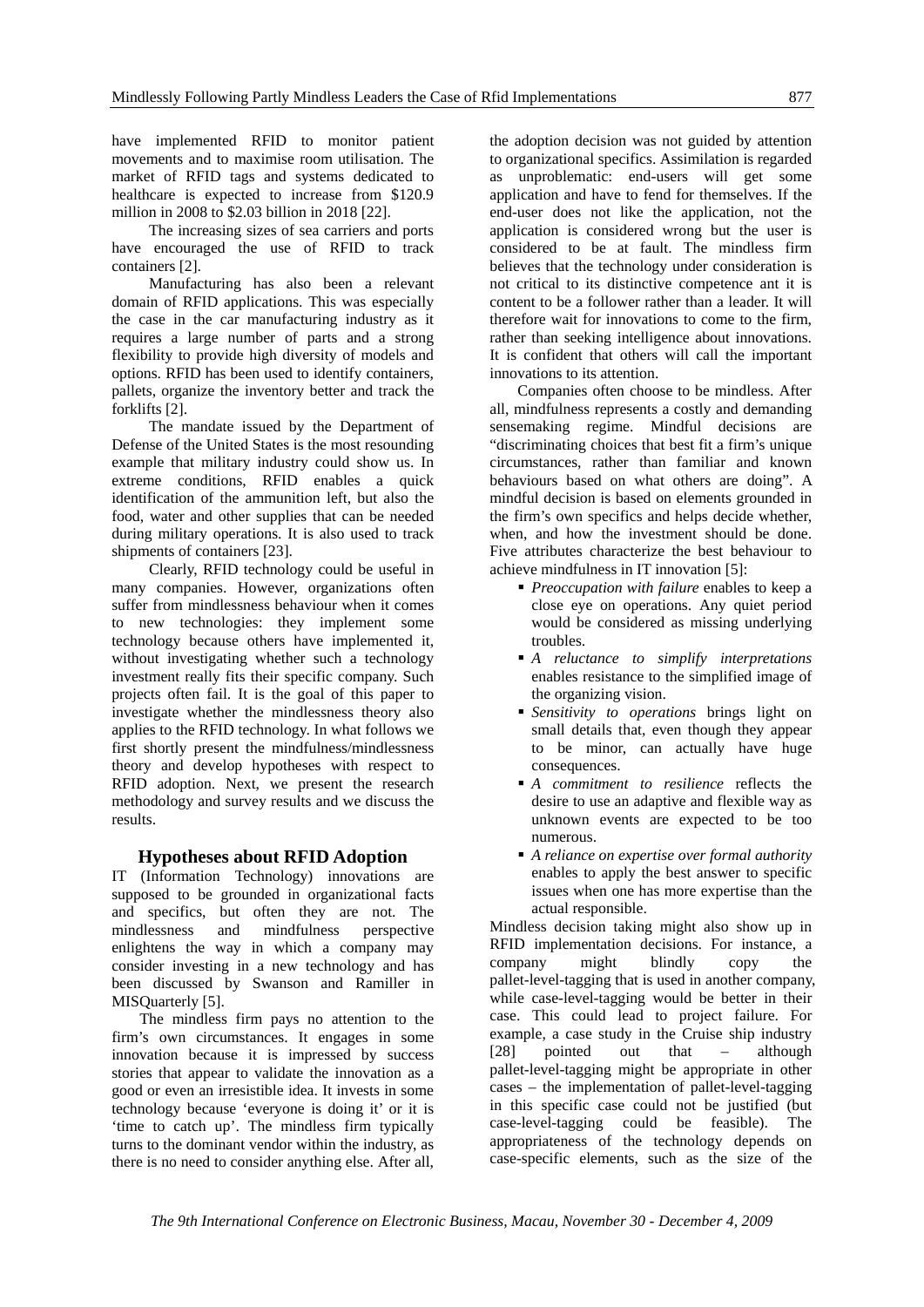have implemented RFID to monitor patient movements and to maximise room utilisation. The market of RFID tags and systems dedicated to healthcare is expected to increase from $120.9 million in 2008 to $2.03 billion in 2018 [22].

The increasing sizes of sea carriers and ports have encouraged the use of RFID to track containers [2].

Manufacturing has also been a relevant domain of RFID applications. This was especially the case in the car manufacturing industry as it requires a large number of parts and a strong flexibility to provide high diversity of models and options. RFID has been used to identify containers, pallets, organize the inventory better and track the forklifts [2].

The mandate issued by the Department of Defense of the United States is the most resounding example that military industry could show us. In extreme conditions, RFID enables a quick identification of the ammunition left, but also the food, water and other supplies that can be needed during military operations. It is also used to track shipments of containers [23].

Clearly, RFID technology could be useful in many companies. However, organizations often suffer from mindlessness behaviour when it comes to new technologies: they implement some technology because others have implemented it, without investigating whether such a technology investment really fits their specific company. Such projects often fail. It is the goal of this paper to investigate whether the mindlessness theory also applies to the RFID technology. In what follows we first shortly present the mindfulness/mindlessness theory and develop hypotheses with respect to RFID adoption. Next, we present the research methodology and survey results and we discuss the results.

## Hypotheses about RFID Adoption

IT (Information Technology) innovations are supposed to be grounded in organizational facts and specifics, but often they are not. The mindlessness and mindfulness perspective enlightens the way in which a company may consider investing in a new technology and has been discussed by Swanson and Ramiller in MISQuarterly [5].

The mindless firm pays no attention to the firm's own circumstances. It engages in some innovation because it is impressed by success stories that appear to validate the innovation as a good or even an irresistible idea. It invests in some technology because 'everyone is doing it' or it is 'time to catch up'. The mindless firm typically turns to the dominant vendor within the industry, as there is no need to consider anything else. After all, the adoption decision was not guided by attention to organizational specifics. Assimilation is regarded as unproblematic: end-users will get some application and have to fend for themselves. If the end-user does not like the application, not the application is considered wrong but the user is considered to be at fault. The mindless firm believes that the technology under consideration is not critical to its distinctive competence ant it is content to be a follower rather than a leader. It will therefore wait for innovations to come to the firm, rather than seeking intelligence about innovations. It is confident that others will call the important innovations to its attention.

Companies often choose to be mindless. After all, mindfulness represents a costly and demanding sensemaking regime. Mindful decisions are "discriminating choices that best fit a firm's unique circumstances, rather than familiar and known behaviours based on what others are doing". A mindful decision is based on elements grounded in the firm's own specifics and helps decide whether, when, and how the investment should be done. Five attributes characterize the best behaviour to achieve mindfulness in IT innovation [5]:

- *Preoccupation with failure* enables to keep a close eye on operations. Any quiet period would be considered as missing underlying troubles.
- *A reluctance to simplify interpretations* enables resistance to the simplified image of the organizing vision.
- *Sensitivity to operations* brings light on small details that, even though they appear to be minor, can actually have huge consequences.
- *A commitment to resilience* reflects the desire to use an adaptive and flexible way as unknown events are expected to be too numerous.
- *A reliance on expertise over formal authority* enables to apply the best answer to specific issues when one has more expertise than the actual responsible.

Mindless decision taking might also show up in RFID implementation decisions. For instance, a company might blindly copy the pallet-level-tagging that is used in another company, while case-level-tagging would be better in their case. This could lead to project failure. For example, a case study in the Cruise ship industry [28] pointed out that – although pallet-level-tagging might be appropriate in other cases – the implementation of pallet-level-tagging in this specific case could not be justified (but case-level-tagging could be feasible). The appropriateness of the technology depends on case-specific elements, such as the size of the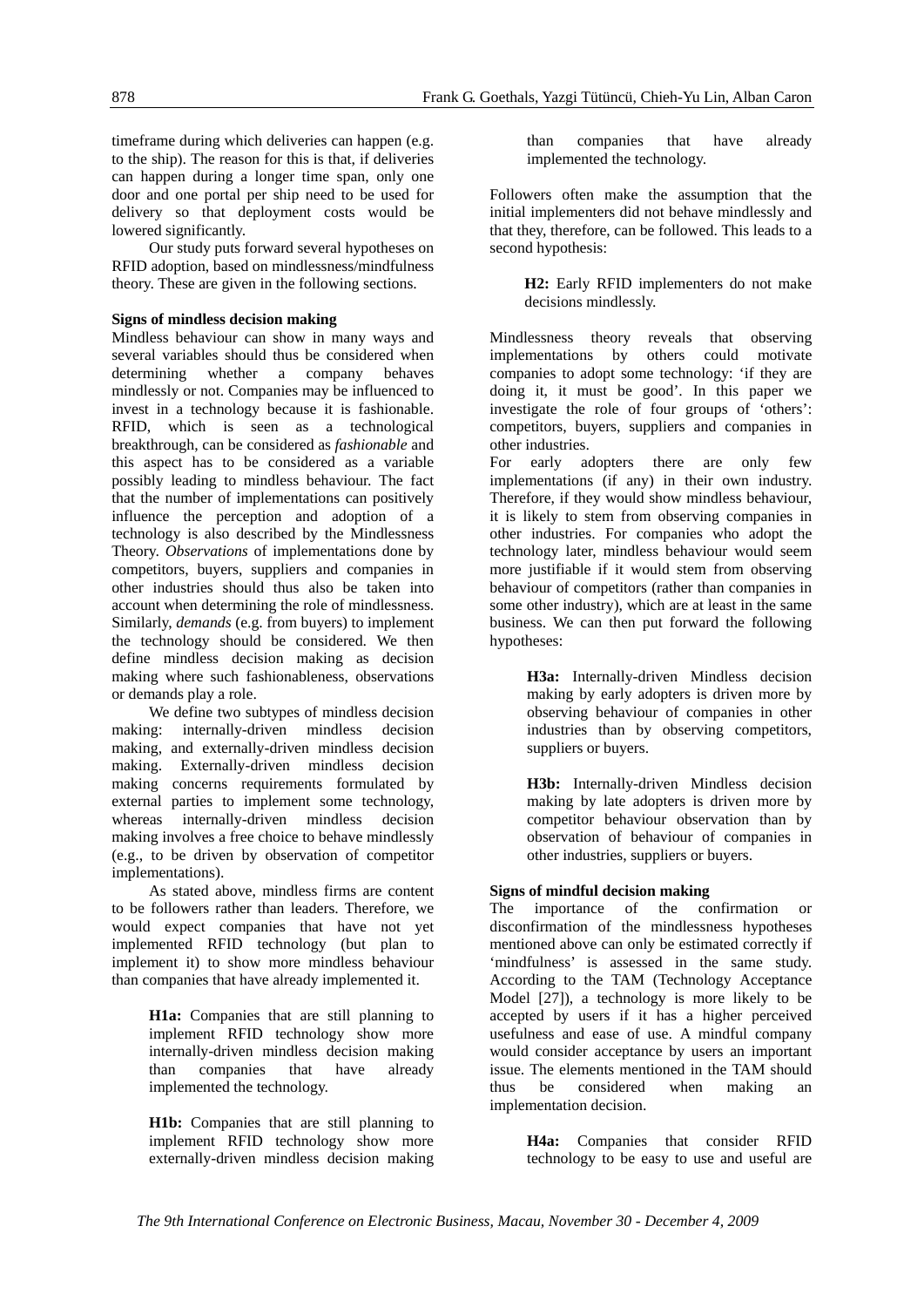timeframe during which deliveries can happen (e.g. to the ship). The reason for this is that, if deliveries can happen during a longer time span, only one door and one portal per ship need to be used for delivery so that deployment costs would be lowered significantly.

Our study puts forward several hypotheses on RFID adoption, based on mindlessness/mindfulness theory. These are given in the following sections.

**Signs of mindless decision making**

Mindless behaviour can show in many ways and several variables should thus be considered when determining whether a company behaves mindlessly or not. Companies may be influenced to invest in a technology because it is fashionable. RFID, which is seen as a technological breakthrough, can be considered as *fashionable* and this aspect has to be considered as a variable possibly leading to mindless behaviour. The fact that the number of implementations can positively influence the perception and adoption of a technology is also described by the Mindlessness Theory. *Observations* of implementations done by competitors, buyers, suppliers and companies in other industries should thus also be taken into account when determining the role of mindlessness. Similarly, *demands* (e.g. from buyers) to implement the technology should be considered. We then define mindless decision making as decision making where such fashionableness, observations or demands play a role.

We define two subtypes of mindless decision making: internally-driven mindless decision making, and externally-driven mindless decision making. Externally-driven mindless decision making concerns requirements formulated by external parties to implement some technology, whereas internally-driven mindless decision making involves a free choice to behave mindlessly (e.g., to be driven by observation of competitor implementations).

As stated above, mindless firms are content to be followers rather than leaders. Therefore, we would expect companies that have not yet implemented RFID technology (but plan to implement it) to show more mindless behaviour than companies that have already implemented it.

> **H1a:** Companies that are still planning to implement RFID technology show more internally-driven mindless decision making than companies that have already implemented the technology.

> **H1b:** Companies that are still planning to implement RFID technology show more externally-driven mindless decision making than companies that have already implemented the technology.

Followers often make the assumption that the initial implementers did not behave mindlessly and that they, therefore, can be followed. This leads to a second hypothesis:

> **H2:** Early RFID implementers do not make decisions mindlessly.

Mindlessness theory reveals that observing implementations by others could motivate companies to adopt some technology: 'if they are doing it, it must be good'. In this paper we investigate the role of four groups of 'others': competitors, buyers, suppliers and companies in other industries.

For early adopters there are only few implementations (if any) in their own industry. Therefore, if they would show mindless behaviour, it is likely to stem from observing companies in other industries. For companies who adopt the technology later, mindless behaviour would seem more justifiable if it would stem from observing behaviour of competitors (rather than companies in some other industry), which are at least in the same business. We can then put forward the following hypotheses:

> **H3a:** Internally-driven Mindless decision making by early adopters is driven more by observing behaviour of companies in other industries than by observing competitors, suppliers or buyers.

> **H3b:** Internally-driven Mindless decision making by late adopters is driven more by competitor behaviour observation than by observation of behaviour of companies in other industries, suppliers or buyers.

**Signs of mindful decision making**

The importance of the confirmation or disconfirmation of the mindlessness hypotheses mentioned above can only be estimated correctly if 'mindfulness' is assessed in the same study. According to the TAM (Technology Acceptance Model [27]), a technology is more likely to be accepted by users if it has a higher perceived usefulness and ease of use. A mindful company would consider acceptance by users an important issue. The elements mentioned in the TAM should thus be considered when making an implementation decision.

> **H4a:** Companies that consider RFID technology to be easy to use and useful are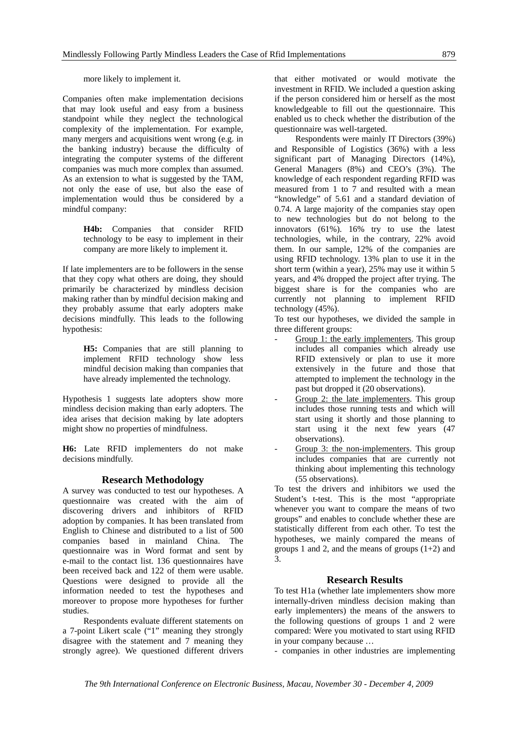more likely to implement it.

Companies often make implementation decisions that may look useful and easy from a business standpoint while they neglect the technological complexity of the implementation. For example, many mergers and acquisitions went wrong (e.g. in the banking industry) because the difficulty of integrating the computer systems of the different companies was much more complex than assumed. As an extension to what is suggested by the TAM, not only the ease of use, but also the ease of implementation would thus be considered by a mindful company:

> **H4b:** Companies that consider RFID technology to be easy to implement in their company are more likely to implement it.

If late implementers are to be followers in the sense that they copy what others are doing, they should primarily be characterized by mindless decision making rather than by mindful decision making and they probably assume that early adopters make decisions mindfully. This leads to the following hypothesis:

> **H5:** Companies that are still planning to implement RFID technology show less mindful decision making than companies that have already implemented the technology.

Hypothesis 1 suggests late adopters show more mindless decision making than early adopters. The idea arises that decision making by late adopters might show no properties of mindfulness.

**H6:** Late RFID implementers do not make decisions mindfully.

## Research Methodology

A survey was conducted to test our hypotheses. A questionnaire was created with the aim of discovering drivers and inhibitors of RFID adoption by companies. It has been translated from English to Chinese and distributed to a list of 500 companies based in mainland China. The questionnaire was in Word format and sent by e-mail to the contact list. 136 questionnaires have been received back and 122 of them were usable. Questions were designed to provide all the information needed to test the hypotheses and moreover to propose more hypotheses for further studies.

Respondents evaluate different statements on a 7-point Likert scale ("1" meaning they strongly disagree with the statement and 7 meaning they strongly agree). We questioned different drivers that either motivated or would motivate the investment in RFID. We included a question asking if the person considered him or herself as the most knowledgeable to fill out the questionnaire. This enabled us to check whether the distribution of the questionnaire was well-targeted.

Respondents were mainly IT Directors (39%) and Responsible of Logistics (36%) with a less significant part of Managing Directors (14%), General Managers (8%) and CEO's (3%). The knowledge of each respondent regarding RFID was measured from 1 to 7 and resulted with a mean "knowledge" of 5.61 and a standard deviation of 0.74. A large majority of the companies stay open to new technologies but do not belong to the innovators (61%). 16% try to use the latest technologies, while, in the contrary, 22% avoid them. In our sample, 12% of the companies are using RFID technology. 13% plan to use it in the short term (within a year), 25% may use it within 5 years, and 4% dropped the project after trying. The biggest share is for the companies who are currently not planning to implement RFID technology (45%).

To test our hypotheses, we divided the sample in three different groups:

- Group 1: the early implementers. This group includes all companies which already use RFID extensively or plan to use it more extensively in the future and those that attempted to implement the technology in the past but dropped it (20 observations).
- Group 2: the late implementers. This group includes those running tests and which will start using it shortly and those planning to start using it the next few years (47 observations).
- Group 3: the non-implementers. This group includes companies that are currently not thinking about implementing this technology (55 observations).

To test the drivers and inhibitors we used the Student's t-test. This is the most "appropriate whenever you want to compare the means of two groups" and enables to conclude whether these are statistically different from each other. To test the hypotheses, we mainly compared the means of groups 1 and 2, and the means of groups (1+2) and 3.

## Research Results

To test H1a (whether late implementers show more internally-driven mindless decision making than early implementers) the means of the answers to the following questions of groups 1 and 2 were compared: Were you motivated to start using RFID in your company because …

- companies in other industries are implementing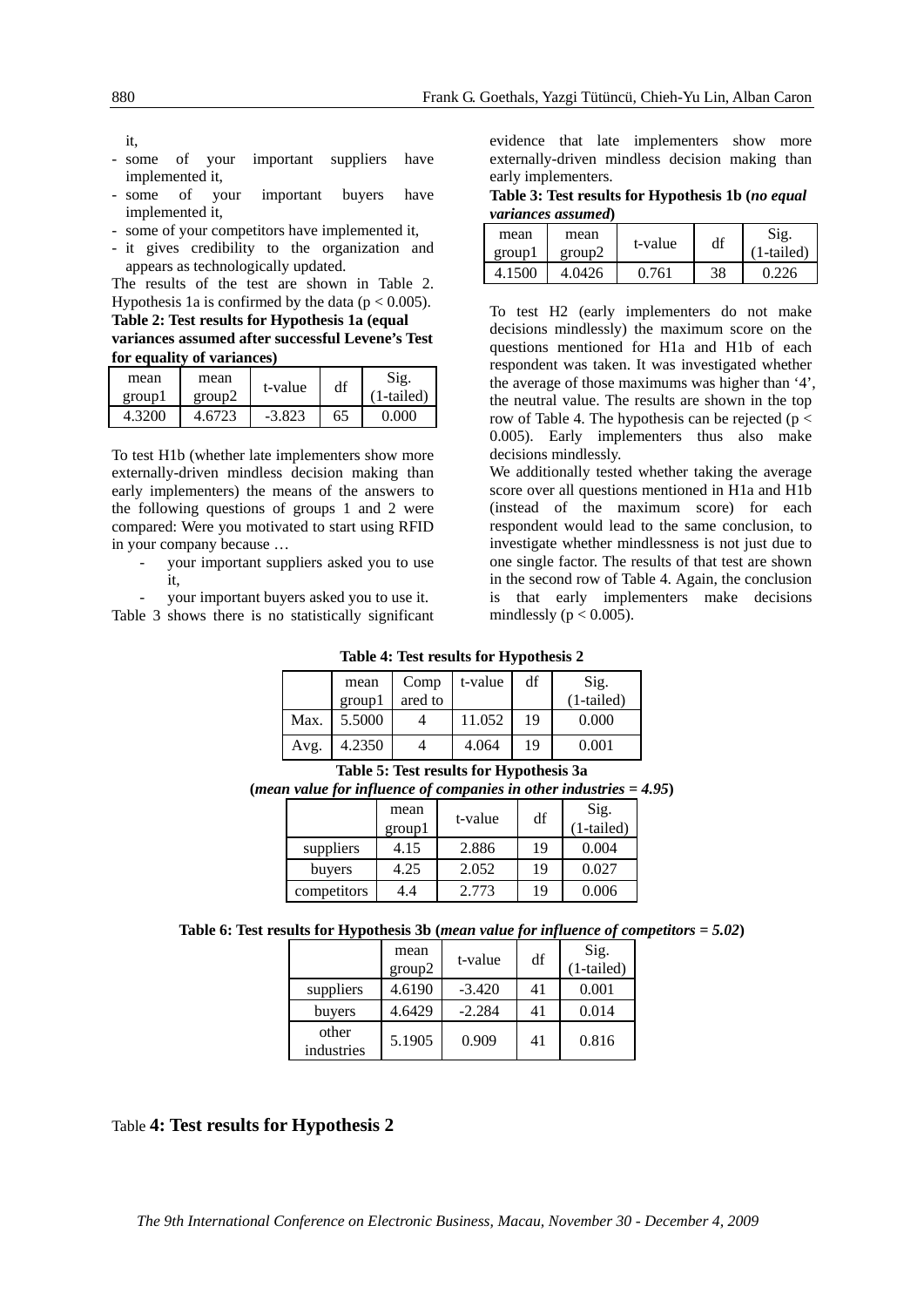it,

- some of your important suppliers have implemented it,
- some of your important buyers have implemented it,
- some of your competitors have implemented it,
- it gives credibility to the organization and appears as technologically updated.

The results of the test are shown in Table 2. Hypothesis 1a is confirmed by the data ($p < 0.005$).

**Table 2: Test results for Hypothesis 1a (equal variances assumed after successful Levene's Test for equality of variances)**

| mean group1 | mean group2 | t-value | df | Sig. (1-tailed) |
|---|---|---|---|---|
| 4.3200 | 4.6723 | -3.823 | 65 | 0.000 |

To test H1b (whether late implementers show more externally-driven mindless decision making than early implementers) the means of the answers to the following questions of groups 1 and 2 were compared: Were you motivated to start using RFID in your company because …

- your important suppliers asked you to use it,
- your important buyers asked you to use it.

Table 3 shows there is no statistically significant evidence that late implementers show more externally-driven mindless decision making than early implementers.

**Table 3: Test results for Hypothesis 1b (*no equal variances assumed*)**

| mean group1 | mean group2 | t-value | df | Sig. (1-tailed) |
|---|---|---|---|---|
| 4.1500 | 4.0426 | 0.761 | 38 | 0.226 |

To test H2 (early implementers do not make decisions mindlessly) the maximum score on the questions mentioned for H1a and H1b of each respondent was taken. It was investigated whether the average of those maximums was higher than '4', the neutral value. The results are shown in the top row of Table 4. The hypothesis can be rejected ($p < 0.005$). Early implementers thus also make decisions mindlessly.

We additionally tested whether taking the average score over all questions mentioned in H1a and H1b (instead of the maximum score) for each respondent would lead to the same conclusion, to investigate whether mindlessness is not just due to one single factor. The results of that test are shown in the second row of Table 4. Again, the conclusion is that early implementers make decisions mindlessly ($p < 0.005$).

**Table 4: Test results for Hypothesis 2**

| | mean group1 | Compared to | t-value | df | Sig. (1-tailed) |
|---|---|---|---|---|---|
| Max. | 5.5000 | 4 | 11.052 | 19 | 0.000 |
| Avg. | 4.2350 | 4 | 4.064 | 19 | 0.001 |

**Table 5: Test results for Hypothesis 3a (*mean value for influence of companies in other industries = 4.95*)**

| | mean group1 | t-value | df | Sig. (1-tailed) |
|---|---|---|---|---|
| suppliers | 4.15 | 2.886 | 19 | 0.004 |
| buyers | 4.25 | 2.052 | 19 | 0.027 |
| competitors | 4.4 | 2.773 | 19 | 0.006 |

**Table 6: Test results for Hypothesis 3b (*mean value for influence of competitors = 5.02*)**

| | mean group2 | t-value | df | Sig. (1-tailed) |
|---|---|---|---|---|
| suppliers | 4.6190 | -3.420 | 41 | 0.001 |
| buyers | 4.6429 | -2.284 | 41 | 0.014 |
| other industries | 5.1905 | 0.909 | 41 | 0.816 |

Table **4: Test results for Hypothesis 2**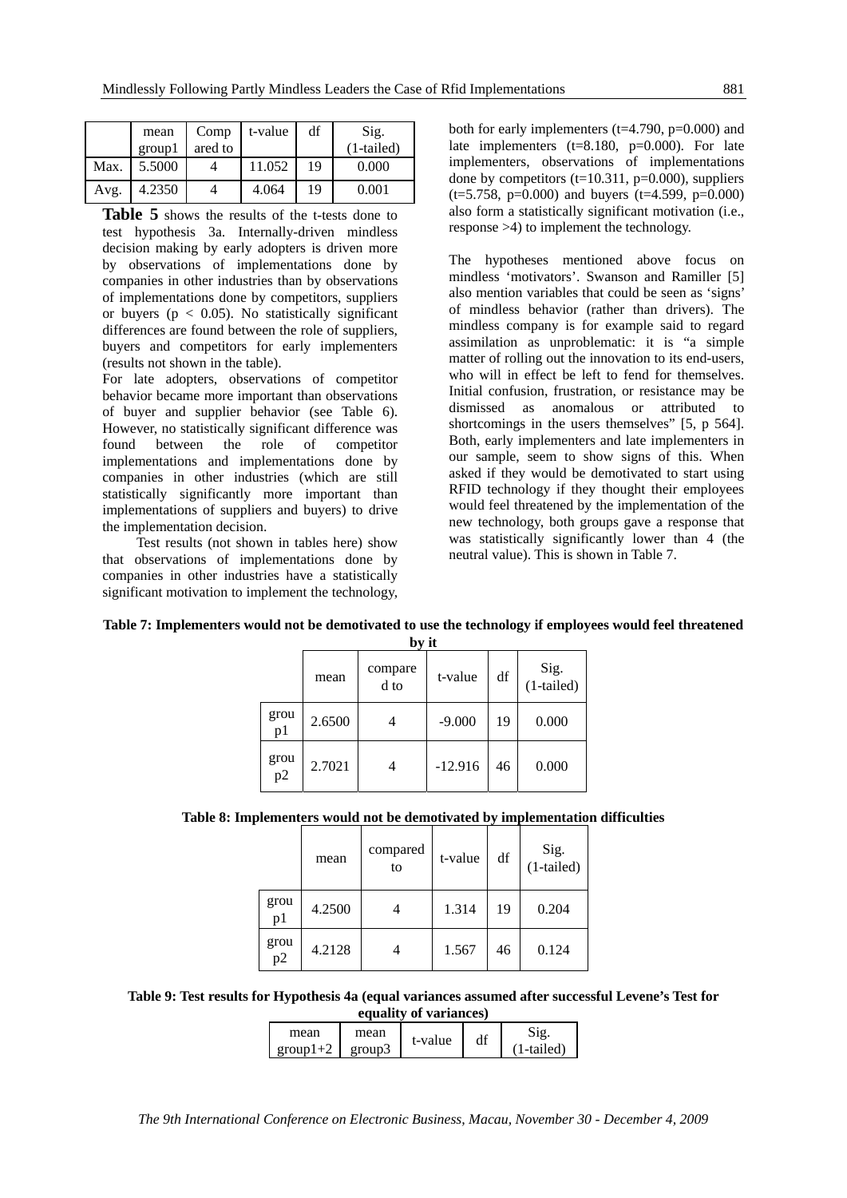|  | mean group1 | Compared to | t-value | df | Sig. (1-tailed) |
|---|---|---|---|---|---|
| Max. | 5.5000 | 4 | 11.052 | 19 | 0.000 |
| Avg. | 4.2350 | 4 | 4.064 | 19 | 0.001 |

**Table 5** shows the results of the t-tests done to test hypothesis 3a. Internally-driven mindless decision making by early adopters is driven more by observations of implementations done by companies in other industries than by observations of implementations done by competitors, suppliers or buyers ($p < 0.05$). No statistically significant differences are found between the role of suppliers, buyers and competitors for early implementers (results not shown in the table).

For late adopters, observations of competitor behavior became more important than observations of buyer and supplier behavior (see Table 6). However, no statistically significant difference was found between the role of competitor implementations and implementations done by companies in other industries (which are still statistically significantly more important than implementations of suppliers and buyers) to drive the implementation decision.

Test results (not shown in tables here) show that observations of implementations done by companies in other industries have a statistically significant motivation to implement the technology, both for early implementers ($t=4.790$, $p=0.000$) and late implementers ($t=8.180$, $p=0.000$). For late implementers, observations of implementations done by competitors ($t=10.311$, $p=0.000$), suppliers ($t=5.758$, $p=0.000$) and buyers ($t=4.599$, $p=0.000$) also form a statistically significant motivation (i.e., response >4) to implement the technology.

The hypotheses mentioned above focus on mindless 'motivators'. Swanson and Ramiller [5] also mention variables that could be seen as 'signs' of mindless behavior (rather than drivers). The mindless company is for example said to regard assimilation as unproblematic: it is "a simple matter of rolling out the innovation to its end-users, who will in effect be left to fend for themselves. Initial confusion, frustration, or resistance may be dismissed as anomalous or attributed to shortcomings in the users themselves" [5, p 564]. Both, early implementers and late implementers in our sample, seem to show signs of this. When asked if they would be demotivated to start using RFID technology if they thought their employees would feel threatened by the implementation of the new technology, both groups gave a response that was statistically significantly lower than 4 (the neutral value). This is shown in Table 7.

**Table 7: Implementers would not be demotivated to use the technology if employees would feel threatened by it**

|  | mean | compared to | t-value | df | Sig. (1-tailed) |
|---|---|---|---|---|---|
| group1 | 2.6500 | 4 | -9.000 | 19 | 0.000 |
| group2 | 2.7021 | 4 | -12.916 | 46 | 0.000 |

**Table 8: Implementers would not be demotivated by implementation difficulties**

|  | mean | compared to | t-value | df | Sig. (1-tailed) |
|---|---|---|---|---|---|
| group1 | 4.2500 | 4 | 1.314 | 19 | 0.204 |
| group2 | 4.2128 | 4 | 1.567 | 46 | 0.124 |

**Table 9: Test results for Hypothesis 4a (equal variances assumed after successful Levene's Test for equality of variances)**

| mean group1+2 | mean group3 | t-value | df | Sig. (1-tailed) |
|---|---|---|---|---|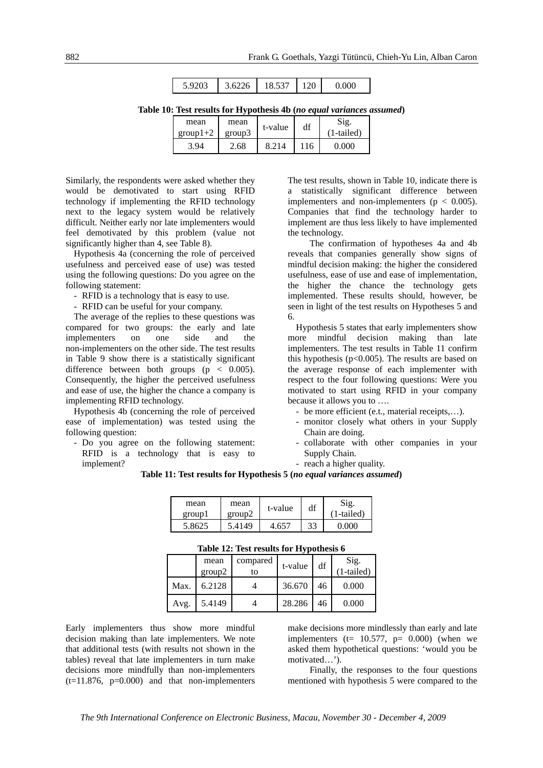| 5.9203 | 3.6226 | 18.537 | 120 | 0.000 |
|---|---|---|---|---|

**Table 10: Test results for Hypothesis 4b (*no equal variances assumed*)**

| mean group1+2 | mean group3 | t-value | df | Sig. (1-tailed) |
|---|---|---|---|---|
| 3.94 | 2.68 | 8.214 | 116 | 0.000 |

Similarly, the respondents were asked whether they would be demotivated to start using RFID technology if implementing the RFID technology next to the legacy system would be relatively difficult. Neither early nor late implementers would feel demotivated by this problem (value not significantly higher than 4, see Table 8).

Hypothesis 4a (concerning the role of perceived usefulness and perceived ease of use) was tested using the following questions: Do you agree on the following statement:

- RFID is a technology that is easy to use.
- RFID can be useful for your company.

The average of the replies to these questions was compared for two groups: the early and late implementers on one side and the non-implementers on the other side. The test results in Table 9 show there is a statistically significant difference between both groups ($p < 0.005$). Consequently, the higher the perceived usefulness and ease of use, the higher the chance a company is implementing RFID technology.

Hypothesis 4b (concerning the role of perceived ease of implementation) was tested using the following question:

- Do you agree on the following statement: RFID is a technology that is easy to implement?

The test results, shown in Table 10, indicate there is a statistically significant difference between implementers and non-implementers ($p < 0.005$). Companies that find the technology harder to implement are thus less likely to have implemented the technology.

The confirmation of hypotheses 4a and 4b reveals that companies generally show signs of mindful decision making: the higher the considered usefulness, ease of use and ease of implementation, the higher the chance the technology gets implemented. These results should, however, be seen in light of the test results on Hypotheses 5 and 6.

Hypothesis 5 states that early implementers show more mindful decision making than late implementers. The test results in Table 11 confirm this hypothesis ($p<0.005$). The results are based on the average response of each implementer with respect to the four following questions: Were you motivated to start using RFID in your company because it allows you to ….

- be more efficient (e.t., material receipts,…).
- monitor closely what others in your Supply Chain are doing.
- collaborate with other companies in your Supply Chain.
- reach a higher quality.

**Table 11: Test results for Hypothesis 5 (*no equal variances assumed*)**

| mean group1 | mean group2 | t-value | df | Sig. (1-tailed) |
|---|---|---|---|---|
| 5.8625 | 5.4149 | 4.657 | 33 | 0.000 |

**Table 12: Test results for Hypothesis 6**

| | mean group2 | compared to | t-value | df | Sig. (1-tailed) |
|---|---|---|---|---|---|
| Max. | 6.2128 | 4 | 36.670 | 46 | 0.000 |
| Avg. | 5.4149 | 4 | 28.286 | 46 | 0.000 |

Early implementers thus show more mindful decision making than late implementers. We note that additional tests (with results not shown in the tables) reveal that late implementers in turn make decisions more mindfully than non-implementers ($t=11.876$, $p=0.000$) and that non-implementers make decisions more mindlessly than early and late implementers ($t= 10.577$, $p= 0.000$) (when we asked them hypothetical questions: 'would you be motivated…').

Finally, the responses to the four questions mentioned with hypothesis 5 were compared to the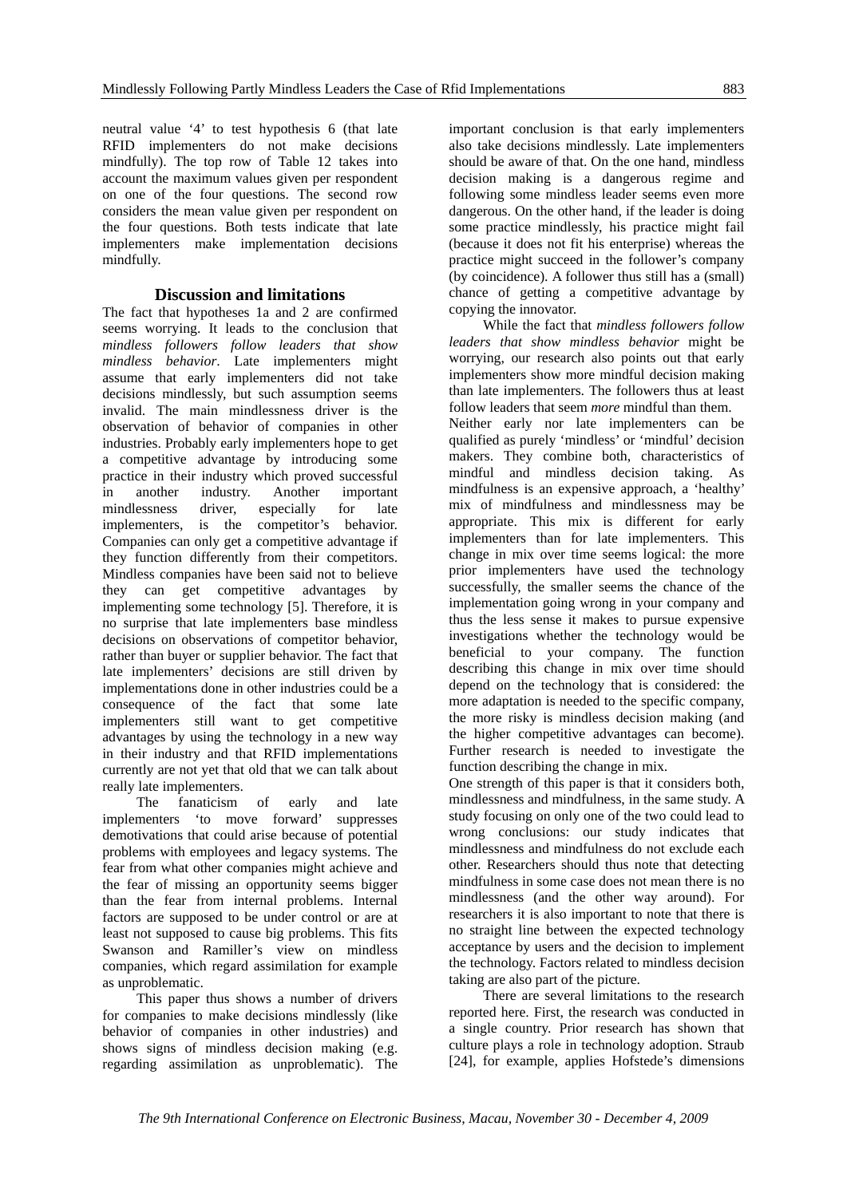neutral value '4' to test hypothesis 6 (that late RFID implementers do not make decisions mindfully). The top row of Table 12 takes into account the maximum values given per respondent on one of the four questions. The second row considers the mean value given per respondent on the four questions. Both tests indicate that late implementers make implementation decisions mindfully.

## Discussion and limitations

The fact that hypotheses 1a and 2 are confirmed seems worrying. It leads to the conclusion that *mindless followers follow leaders that show mindless behavior*. Late implementers might assume that early implementers did not take decisions mindlessly, but such assumption seems invalid. The main mindlessness driver is the observation of behavior of companies in other industries. Probably early implementers hope to get a competitive advantage by introducing some practice in their industry which proved successful in another industry. Another important mindlessness driver, especially for late implementers, is the competitor's behavior. Companies can only get a competitive advantage if they function differently from their competitors. Mindless companies have been said not to believe they can get competitive advantages by implementing some technology [5]. Therefore, it is no surprise that late implementers base mindless decisions on observations of competitor behavior, rather than buyer or supplier behavior. The fact that late implementers' decisions are still driven by implementations done in other industries could be a consequence of the fact that some late implementers still want to get competitive advantages by using the technology in a new way in their industry and that RFID implementations currently are not yet that old that we can talk about really late implementers.

The fanaticism of early and late implementers 'to move forward' suppresses demotivations that could arise because of potential problems with employees and legacy systems. The fear from what other companies might achieve and the fear of missing an opportunity seems bigger than the fear from internal problems. Internal factors are supposed to be under control or are at least not supposed to cause big problems. This fits Swanson and Ramiller's view on mindless companies, which regard assimilation for example as unproblematic.

This paper thus shows a number of drivers for companies to make decisions mindlessly (like behavior of companies in other industries) and shows signs of mindless decision making (e.g. regarding assimilation as unproblematic). The important conclusion is that early implementers also take decisions mindlessly. Late implementers should be aware of that. On the one hand, mindless decision making is a dangerous regime and following some mindless leader seems even more dangerous. On the other hand, if the leader is doing some practice mindlessly, his practice might fail (because it does not fit his enterprise) whereas the practice might succeed in the follower's company (by coincidence). A follower thus still has a (small) chance of getting a competitive advantage by copying the innovator.

While the fact that *mindless followers follow leaders that show mindless behavior* might be worrying, our research also points out that early implementers show more mindful decision making than late implementers. The followers thus at least follow leaders that seem *more* mindful than them.

Neither early nor late implementers can be qualified as purely 'mindless' or 'mindful' decision makers. They combine both, characteristics of mindful and mindless decision taking. As mindfulness is an expensive approach, a 'healthy' mix of mindfulness and mindlessness may be appropriate. This mix is different for early implementers than for late implementers. This change in mix over time seems logical: the more prior implementers have used the technology successfully, the smaller seems the chance of the implementation going wrong in your company and thus the less sense it makes to pursue expensive investigations whether the technology would be beneficial to your company. The function describing this change in mix over time should depend on the technology that is considered: the more adaptation is needed to the specific company, the more risky is mindless decision making (and the higher competitive advantages can become). Further research is needed to investigate the function describing the change in mix.

One strength of this paper is that it considers both, mindlessness and mindfulness, in the same study. A study focusing on only one of the two could lead to wrong conclusions: our study indicates that mindlessness and mindfulness do not exclude each other. Researchers should thus note that detecting mindfulness in some case does not mean there is no mindlessness (and the other way around). For researchers it is also important to note that there is no straight line between the expected technology acceptance by users and the decision to implement the technology. Factors related to mindless decision taking are also part of the picture.

There are several limitations to the research reported here. First, the research was conducted in a single country. Prior research has shown that culture plays a role in technology adoption. Straub [24], for example, applies Hofstede's dimensions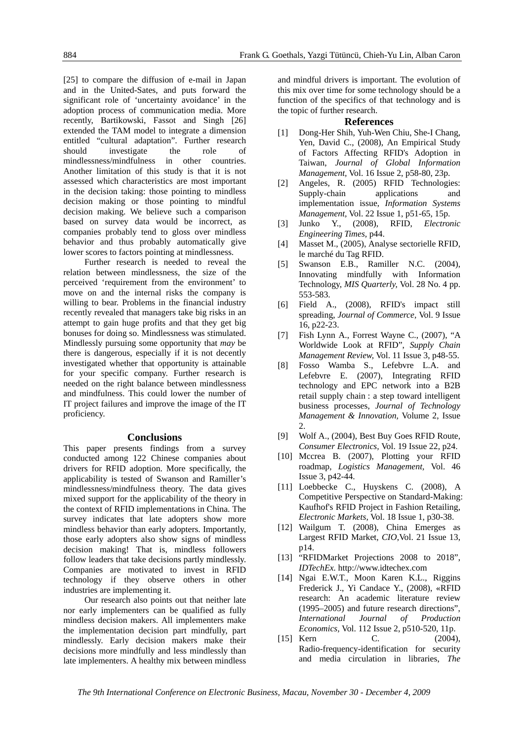[25] to compare the diffusion of e-mail in Japan and in the United-Sates, and puts forward the significant role of 'uncertainty avoidance' in the adoption process of communication media. More recently, Bartikowski, Fassot and Singh [26] extended the TAM model to integrate a dimension entitled "cultural adaptation". Further research should investigate the role of mindlessness/mindfulness in other countries. Another limitation of this study is that it is not assessed which characteristics are most important in the decision taking: those pointing to mindless decision making or those pointing to mindful decision making. We believe such a comparison based on survey data would be incorrect, as companies probably tend to gloss over mindless behavior and thus probably automatically give lower scores to factors pointing at mindlessness.

Further research is needed to reveal the relation between mindlessness, the size of the perceived 'requirement from the environment' to move on and the internal risks the company is willing to bear. Problems in the financial industry recently revealed that managers take big risks in an attempt to gain huge profits and that they get big bonuses for doing so. Mindlessness was stimulated. Mindlessly pursuing some opportunity that *may* be there is dangerous, especially if it is not decently investigated whether that opportunity is attainable for your specific company. Further research is needed on the right balance between mindlessness and mindfulness. This could lower the number of IT project failures and improve the image of the IT proficiency.

## Conclusions

This paper presents findings from a survey conducted among 122 Chinese companies about drivers for RFID adoption. More specifically, the applicability is tested of Swanson and Ramiller's mindlessness/mindfulness theory. The data gives mixed support for the applicability of the theory in the context of RFID implementations in China. The survey indicates that late adopters show more mindless behavior than early adopters. Importantly, those early adopters also show signs of mindless decision making! That is, mindless followers follow leaders that take decisions partly mindlessly. Companies are motivated to invest in RFID technology if they observe others in other industries are implementing it.

Our research also points out that neither late nor early implementers can be qualified as fully mindless decision makers. All implementers make the implementation decision part mindfully, part mindlessly. Early decision makers make their decisions more mindfully and less mindlessly than late implementers. A healthy mix between mindless and mindful drivers is important. The evolution of this mix over time for some technology should be a function of the specifics of that technology and is the topic of further research.

## References

[1] Dong-Her Shih, Yuh-Wen Chiu, She-I Chang, Yen, David C., (2008), An Empirical Study of Factors Affecting RFID's Adoption in Taiwan, *Journal of Global Information Management*, Vol. 16 Issue 2, p58-80, 23p.

[2] Angeles, R. (2005) RFID Technologies: Supply-chain applications and implementation issue, *Information Systems Management*, Vol. 22 Issue 1, p51-65, 15p.

[3] Junko Y., (2008), RFID, *Electronic Engineering Times*, p44.

[4] Masset M., (2005), Analyse sectorielle RFID, le marché du Tag RFID.

[5] Swanson E.B., Ramiller N.C. (2004), Innovating mindfully with Information Technology, *MIS Quarterly*, Vol. 28 No. 4 pp. 553-583.

[6] Field A., (2008), RFID's impact still spreading, *Journal of Commerce*, Vol. 9 Issue 16, p22-23.

[7] Fish Lynn A., Forrest Wayne C., (2007), "A Worldwide Look at RFID", *Supply Chain Management Review*, Vol. 11 Issue 3, p48-55.

[8] Fosso Wamba S., Lefebvre L.A. and Lefebvre E. (2007), Integrating RFID technology and EPC network into a B2B retail supply chain : a step toward intelligent business processes, *Journal of Technology Management & Innovation*, Volume 2, Issue 2.

[9] Wolf A., (2004), Best Buy Goes RFID Route, *Consumer Electronics*, Vol. 19 Issue 22, p24.

[10] Mccrea B. (2007), Plotting your RFID roadmap, *Logistics Management*, Vol. 46 Issue 3, p42-44.

[11] Loebbecke C., Huyskens C. (2008), A Competitive Perspective on Standard-Making: Kaufhof's RFID Project in Fashion Retailing, *Electronic Markets*, Vol. 18 Issue 1, p30-38.

[12] Wailgum T. (2008), China Emerges as Largest RFID Market, *CIO*,Vol. 21 Issue 13, p14.

[13] "RFIDMarket Projections 2008 to 2018", *IDTechEx*. http://www.idtechex.com

[14] Ngai E.W.T., Moon Karen K.L., Riggins Frederick J., Yi Candace Y., (2008), «RFID research: An academic literature review (1995–2005) and future research directions", *International Journal of Production Economics*, Vol. 112 Issue 2, p510-520, 11p.

[15] Kern C. (2004), Radio-frequency-identification for security and media circulation in libraries, *The*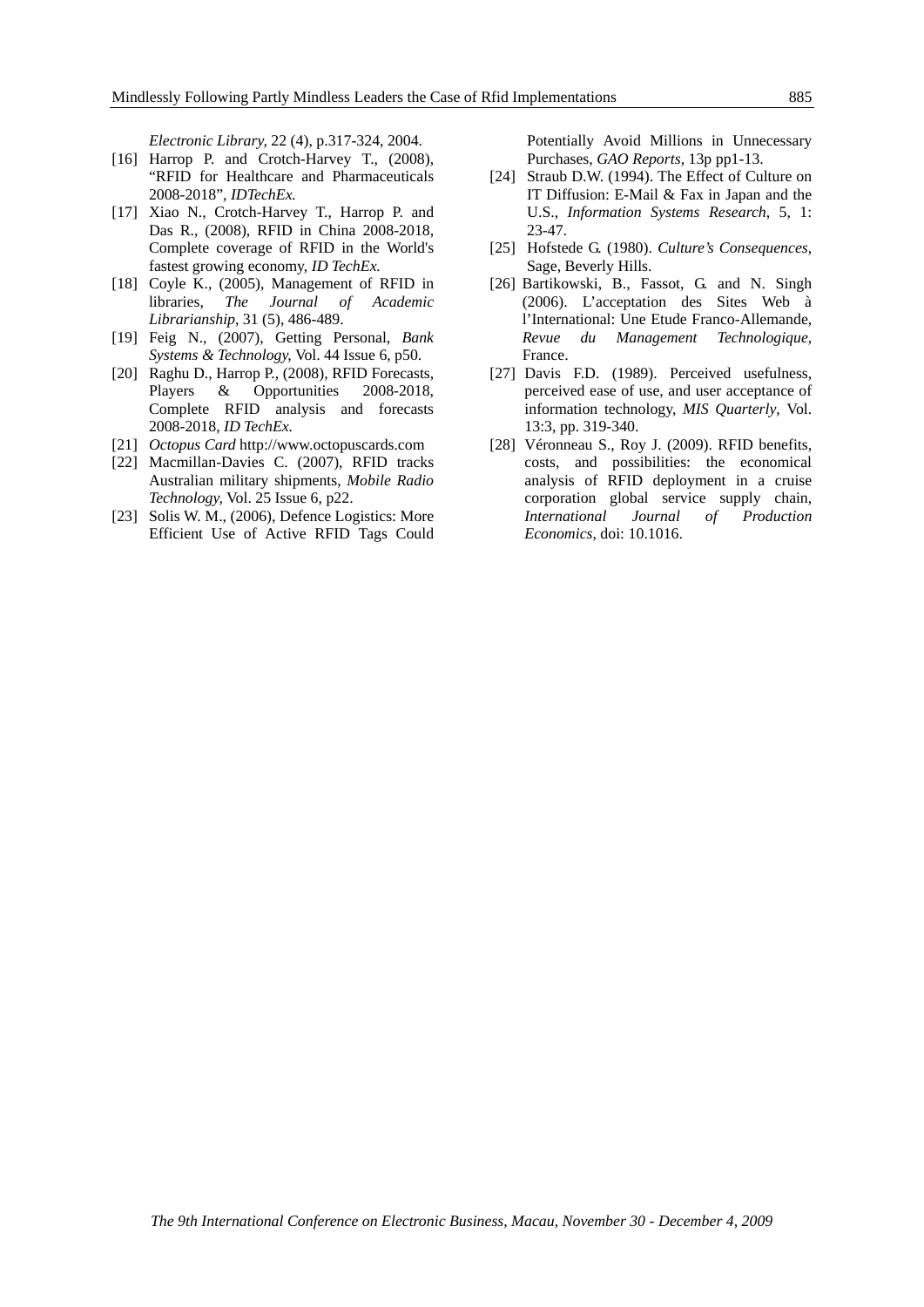*Electronic Library,* 22 (4), p.317-324, 2004.

[16] Harrop P. and Crotch-Harvey T., (2008), "RFID for Healthcare and Pharmaceuticals 2008-2018", *IDTechEx.*

[17] Xiao N., Crotch-Harvey T., Harrop P. and Das R., (2008), RFID in China 2008-2018, Complete coverage of RFID in the World's fastest growing economy, *ID TechEx.*

[18] Coyle K., (2005), Management of RFID in libraries, *The Journal of Academic Librarianship*, 31 (5), 486-489.

[19] Feig N., (2007), Getting Personal, *Bank Systems & Technology,* Vol. 44 Issue 6, p50.

[20] Raghu D., Harrop P., (2008), RFID Forecasts, Players & Opportunities 2008-2018, Complete RFID analysis and forecasts 2008-2018, *ID TechEx.*

[21] *Octopus Card* http://www.octopuscards.com

[22] Macmillan-Davies C. (2007), RFID tracks Australian military shipments, *Mobile Radio Technology,* Vol. 25 Issue 6, p22.

[23] Solis W. M., (2006), Defence Logistics: More Efficient Use of Active RFID Tags Could Potentially Avoid Millions in Unnecessary Purchases, *GAO Reports,* 13p pp1-13.

[24] Straub D.W. (1994). The Effect of Culture on IT Diffusion: E-Mail & Fax in Japan and the U.S., *Information Systems Research*, 5, 1: 23-47.

[25] Hofstede G. (1980). *Culture's Consequences*, Sage, Beverly Hills.

[26] Bartikowski, B., Fassot, G. and N. Singh (2006). L'acceptation des Sites Web à l'International: Une Etude Franco-Allemande, *Revue du Management Technologique*, France.

[27] Davis F.D. (1989). Perceived usefulness, perceived ease of use, and user acceptance of information technology, *MIS Quarterly*, Vol. 13:3, pp. 319-340.

[28] Véronneau S., Roy J. (2009). RFID benefits, costs, and possibilities: the economical analysis of RFID deployment in a cruise corporation global service supply chain, *International Journal of Production Economics*, doi: 10.1016.